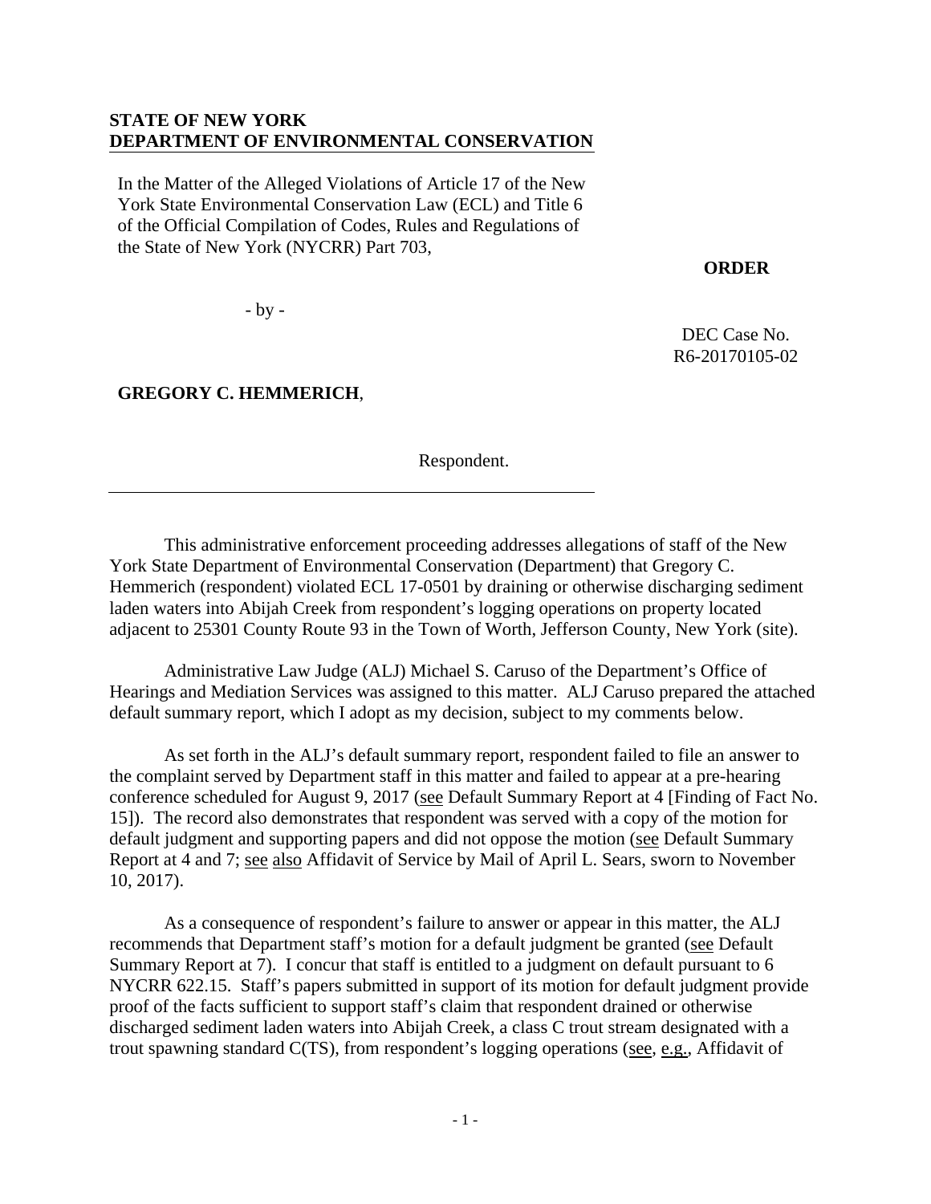**STATE OF NEW YORK**
**DEPARTMENT OF ENVIRONMENTAL CONSERVATION**

In the Matter of the Alleged Violations of Article 17 of the New York State Environmental Conservation Law (ECL) and Title 6 of the Official Compilation of Codes, Rules and Regulations of the State of New York (NYCRR) Part 703,

- by -

**GREGORY C. HEMMERICH**,

Respondent.

**ORDER**

DEC Case No. R6-20170105-02

This administrative enforcement proceeding addresses allegations of staff of the New York State Department of Environmental Conservation (Department) that Gregory C. Hemmerich (respondent) violated ECL 17-0501 by draining or otherwise discharging sediment laden waters into Abijah Creek from respondent's logging operations on property located adjacent to 25301 County Route 93 in the Town of Worth, Jefferson County, New York (site).

Administrative Law Judge (ALJ) Michael S. Caruso of the Department's Office of Hearings and Mediation Services was assigned to this matter. ALJ Caruso prepared the attached default summary report, which I adopt as my decision, subject to my comments below.

As set forth in the ALJ's default summary report, respondent failed to file an answer to the complaint served by Department staff in this matter and failed to appear at a pre-hearing conference scheduled for August 9, 2017 (see Default Summary Report at 4 [Finding of Fact No. 15]). The record also demonstrates that respondent was served with a copy of the motion for default judgment and supporting papers and did not oppose the motion (see Default Summary Report at 4 and 7; see also Affidavit of Service by Mail of April L. Sears, sworn to November 10, 2017).

As a consequence of respondent's failure to answer or appear in this matter, the ALJ recommends that Department staff's motion for a default judgment be granted (see Default Summary Report at 7). I concur that staff is entitled to a judgment on default pursuant to 6 NYCRR 622.15. Staff's papers submitted in support of its motion for default judgment provide proof of the facts sufficient to support staff's claim that respondent drained or otherwise discharged sediment laden waters into Abijah Creek, a class C trout stream designated with a trout spawning standard C(TS), from respondent's logging operations (see, e.g., Affidavit of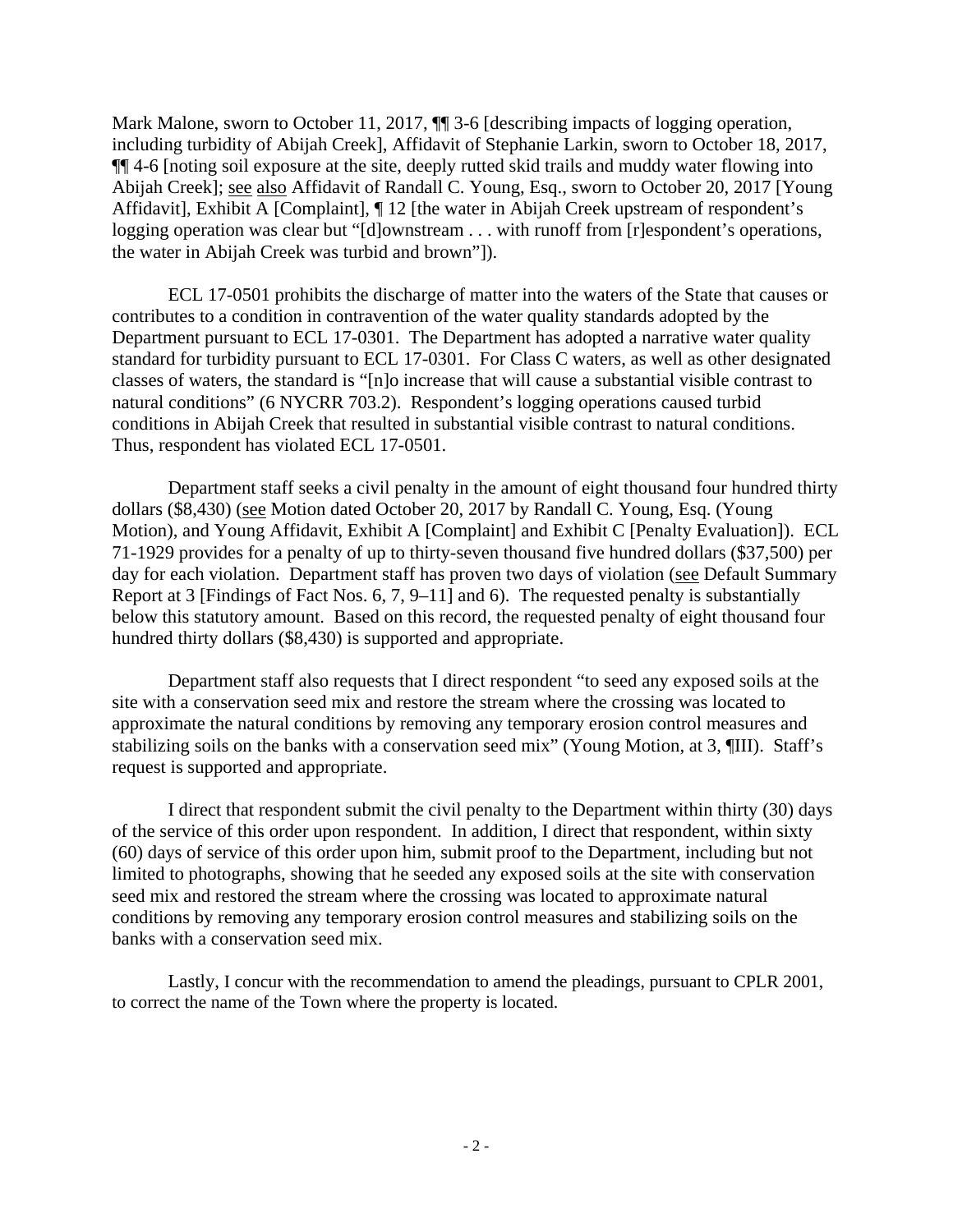Mark Malone, sworn to October 11, 2017, ¶¶ 3-6 [describing impacts of logging operation, including turbidity of Abijah Creek], Affidavit of Stephanie Larkin, sworn to October 18, 2017, ¶¶ 4-6 [noting soil exposure at the site, deeply rutted skid trails and muddy water flowing into Abijah Creek]; see also Affidavit of Randall C. Young, Esq., sworn to October 20, 2017 [Young Affidavit], Exhibit A [Complaint], ¶ 12 [the water in Abijah Creek upstream of respondent's logging operation was clear but "[d]ownstream . . . with runoff from [r]espondent's operations, the water in Abijah Creek was turbid and brown"]).

ECL 17-0501 prohibits the discharge of matter into the waters of the State that causes or contributes to a condition in contravention of the water quality standards adopted by the Department pursuant to ECL 17-0301. The Department has adopted a narrative water quality standard for turbidity pursuant to ECL 17-0301. For Class C waters, as well as other designated classes of waters, the standard is "[n]o increase that will cause a substantial visible contrast to natural conditions" (6 NYCRR 703.2). Respondent's logging operations caused turbid conditions in Abijah Creek that resulted in substantial visible contrast to natural conditions. Thus, respondent has violated ECL 17-0501.

Department staff seeks a civil penalty in the amount of eight thousand four hundred thirty dollars ($8,430) (see Motion dated October 20, 2017 by Randall C. Young, Esq. (Young Motion), and Young Affidavit, Exhibit A [Complaint] and Exhibit C [Penalty Evaluation]). ECL 71-1929 provides for a penalty of up to thirty-seven thousand five hundred dollars ($37,500) per day for each violation. Department staff has proven two days of violation (see Default Summary Report at 3 [Findings of Fact Nos. 6, 7, 9–11] and 6). The requested penalty is substantially below this statutory amount. Based on this record, the requested penalty of eight thousand four hundred thirty dollars ($8,430) is supported and appropriate.

Department staff also requests that I direct respondent "to seed any exposed soils at the site with a conservation seed mix and restore the stream where the crossing was located to approximate the natural conditions by removing any temporary erosion control measures and stabilizing soils on the banks with a conservation seed mix" (Young Motion, at 3, ¶III). Staff's request is supported and appropriate.

I direct that respondent submit the civil penalty to the Department within thirty (30) days of the service of this order upon respondent. In addition, I direct that respondent, within sixty (60) days of service of this order upon him, submit proof to the Department, including but not limited to photographs, showing that he seeded any exposed soils at the site with conservation seed mix and restored the stream where the crossing was located to approximate natural conditions by removing any temporary erosion control measures and stabilizing soils on the banks with a conservation seed mix.

Lastly, I concur with the recommendation to amend the pleadings, pursuant to CPLR 2001, to correct the name of the Town where the property is located.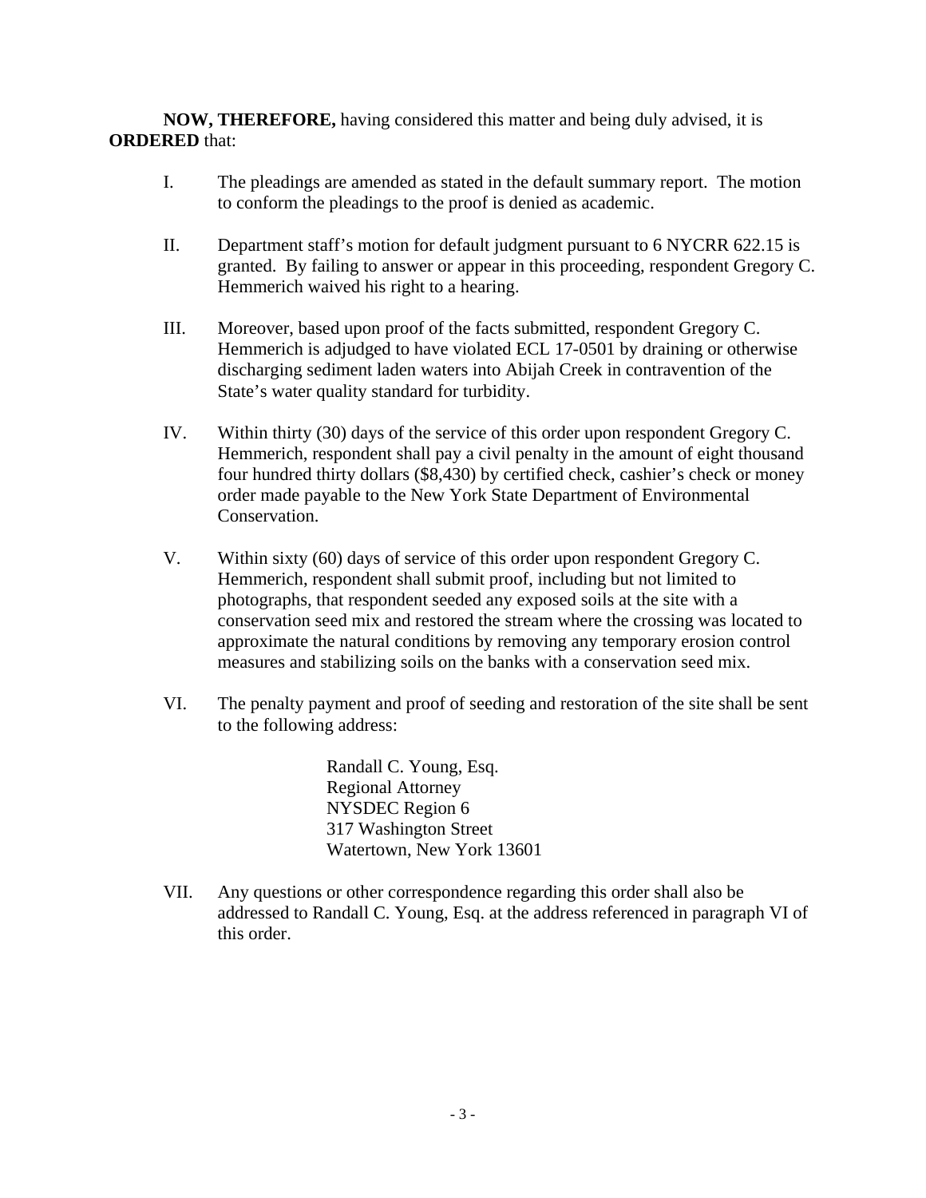**NOW, THEREFORE,** having considered this matter and being duly advised, it is **ORDERED** that:

I. The pleadings are amended as stated in the default summary report. The motion to conform the pleadings to the proof is denied as academic.

II. Department staff's motion for default judgment pursuant to 6 NYCRR 622.15 is granted. By failing to answer or appear in this proceeding, respondent Gregory C. Hemmerich waived his right to a hearing.

III. Moreover, based upon proof of the facts submitted, respondent Gregory C. Hemmerich is adjudged to have violated ECL 17-0501 by draining or otherwise discharging sediment laden waters into Abijah Creek in contravention of the State's water quality standard for turbidity.

IV. Within thirty (30) days of the service of this order upon respondent Gregory C. Hemmerich, respondent shall pay a civil penalty in the amount of eight thousand four hundred thirty dollars ($8,430) by certified check, cashier's check or money order made payable to the New York State Department of Environmental Conservation.

V. Within sixty (60) days of service of this order upon respondent Gregory C. Hemmerich, respondent shall submit proof, including but not limited to photographs, that respondent seeded any exposed soils at the site with a conservation seed mix and restored the stream where the crossing was located to approximate the natural conditions by removing any temporary erosion control measures and stabilizing soils on the banks with a conservation seed mix.

VI. The penalty payment and proof of seeding and restoration of the site shall be sent to the following address:

> Randall C. Young, Esq.
> Regional Attorney
> NYSDEC Region 6
> 317 Washington Street
> Watertown, New York 13601

VII. Any questions or other correspondence regarding this order shall also be addressed to Randall C. Young, Esq. at the address referenced in paragraph VI of this order.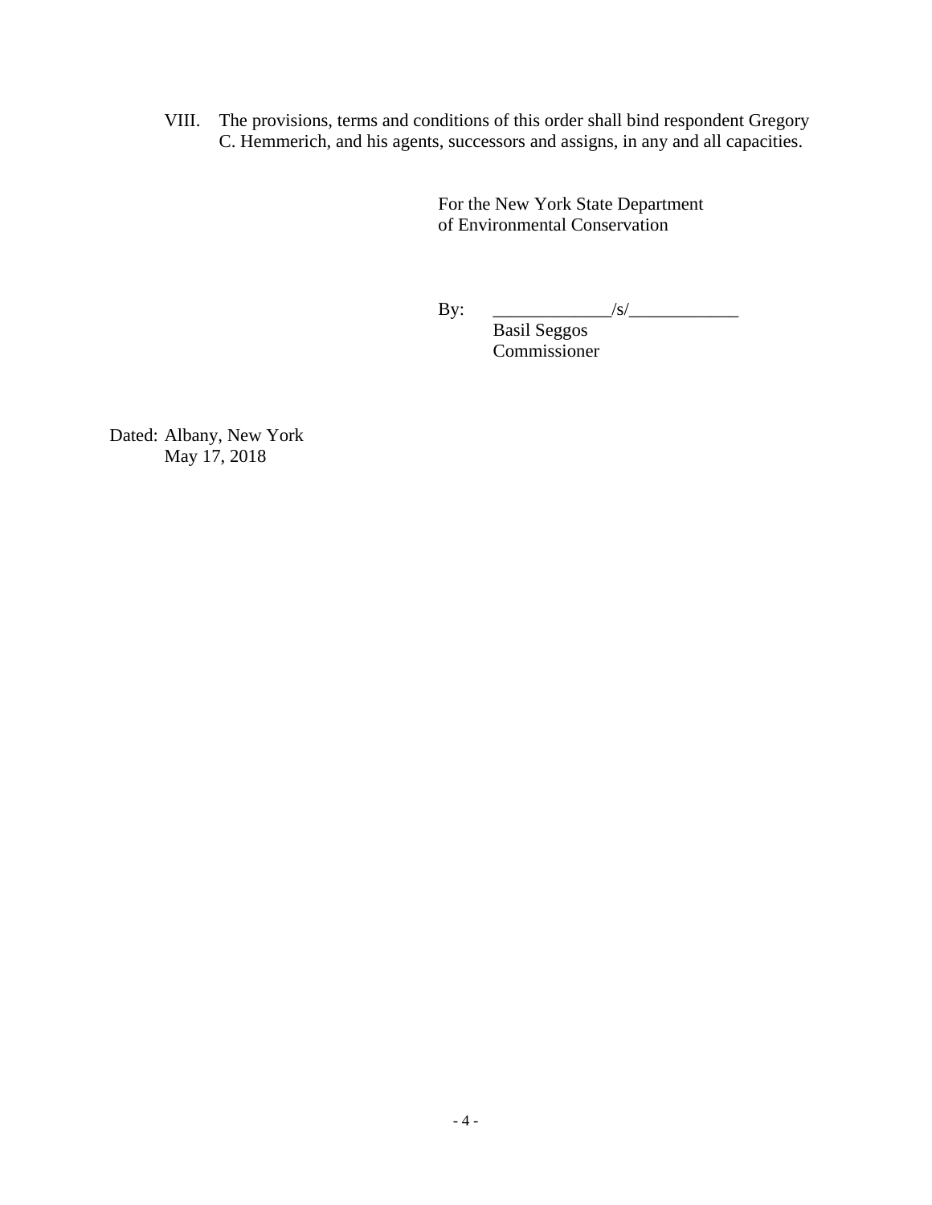VIII. The provisions, terms and conditions of this order shall bind respondent Gregory C. Hemmerich, and his agents, successors and assigns, in any and all capacities.

For the New York State Department of Environmental Conservation

By: _____________/s/____________
Basil Seggos
Commissioner

Dated: Albany, New York
May 17, 2018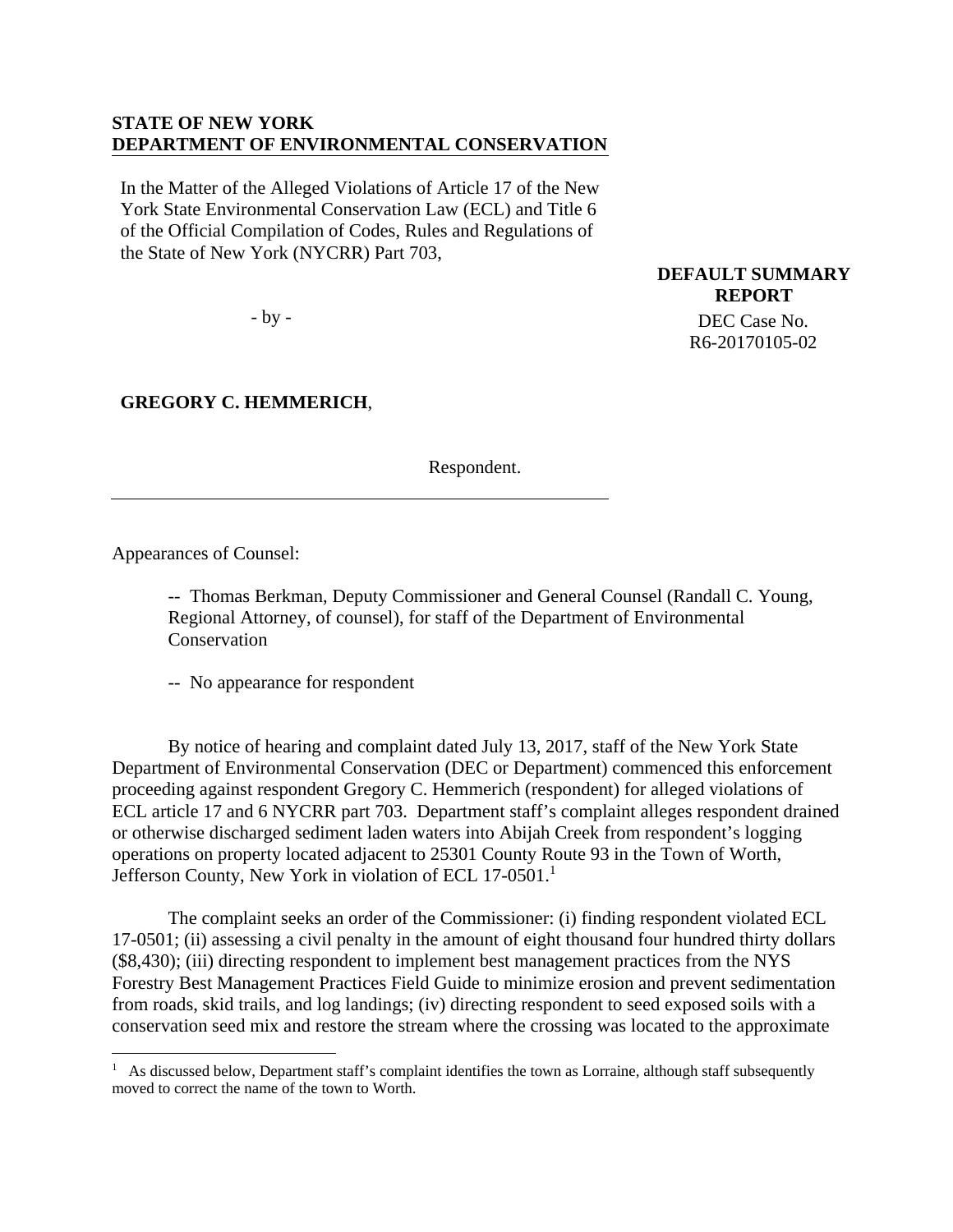**STATE OF NEW YORK**
**DEPARTMENT OF ENVIRONMENTAL CONSERVATION**

In the Matter of the Alleged Violations of Article 17 of the New York State Environmental Conservation Law (ECL) and Title 6 of the Official Compilation of Codes, Rules and Regulations of the State of New York (NYCRR) Part 703,

- by -

**GREGORY C. HEMMERICH**,

Respondent.

**DEFAULT SUMMARY REPORT**

DEC Case No. R6-20170105-02

Appearances of Counsel:

-- Thomas Berkman, Deputy Commissioner and General Counsel (Randall C. Young, Regional Attorney, of counsel), for staff of the Department of Environmental Conservation

-- No appearance for respondent

By notice of hearing and complaint dated July 13, 2017, staff of the New York State Department of Environmental Conservation (DEC or Department) commenced this enforcement proceeding against respondent Gregory C. Hemmerich (respondent) for alleged violations of ECL article 17 and 6 NYCRR part 703. Department staff's complaint alleges respondent drained or otherwise discharged sediment laden waters into Abijah Creek from respondent's logging operations on property located adjacent to 25301 County Route 93 in the Town of Worth, Jefferson County, New York in violation of ECL 17-0501.[1]

The complaint seeks an order of the Commissioner: (i) finding respondent violated ECL 17-0501; (ii) assessing a civil penalty in the amount of eight thousand four hundred thirty dollars ($8,430); (iii) directing respondent to implement best management practices from the NYS Forestry Best Management Practices Field Guide to minimize erosion and prevent sedimentation from roads, skid trails, and log landings; (iv) directing respondent to seed exposed soils with a conservation seed mix and restore the stream where the crossing was located to the approximate

[1] As discussed below, Department staff's complaint identifies the town as Lorraine, although staff subsequently moved to correct the name of the town to Worth.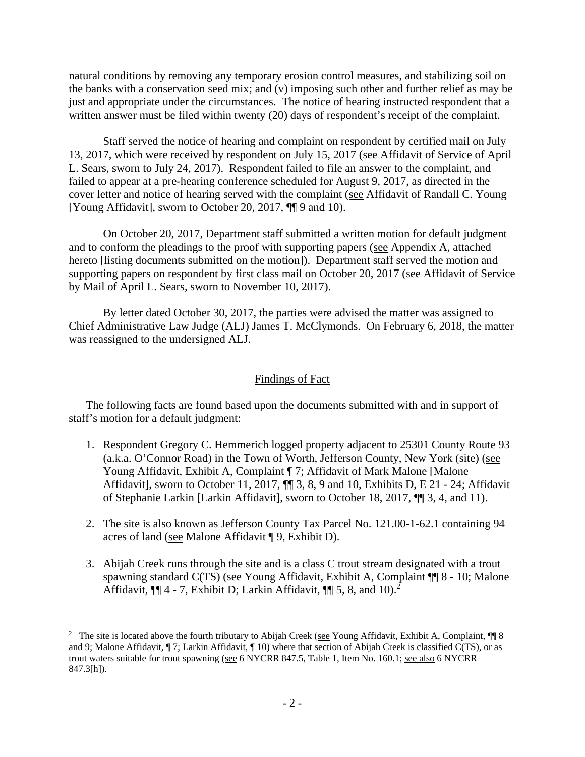natural conditions by removing any temporary erosion control measures, and stabilizing soil on the banks with a conservation seed mix; and (v) imposing such other and further relief as may be just and appropriate under the circumstances. The notice of hearing instructed respondent that a written answer must be filed within twenty (20) days of respondent's receipt of the complaint.

Staff served the notice of hearing and complaint on respondent by certified mail on July 13, 2017, which were received by respondent on July 15, 2017 (see Affidavit of Service of April L. Sears, sworn to July 24, 2017). Respondent failed to file an answer to the complaint, and failed to appear at a pre-hearing conference scheduled for August 9, 2017, as directed in the cover letter and notice of hearing served with the complaint (see Affidavit of Randall C. Young [Young Affidavit], sworn to October 20, 2017, ¶¶ 9 and 10).

On October 20, 2017, Department staff submitted a written motion for default judgment and to conform the pleadings to the proof with supporting papers (see Appendix A, attached hereto [listing documents submitted on the motion]). Department staff served the motion and supporting papers on respondent by first class mail on October 20, 2017 (see Affidavit of Service by Mail of April L. Sears, sworn to November 10, 2017).

By letter dated October 30, 2017, the parties were advised the matter was assigned to Chief Administrative Law Judge (ALJ) James T. McClymonds. On February 6, 2018, the matter was reassigned to the undersigned ALJ.

## Findings of Fact

The following facts are found based upon the documents submitted with and in support of staff's motion for a default judgment:

1. Respondent Gregory C. Hemmerich logged property adjacent to 25301 County Route 93 (a.k.a. O'Connor Road) in the Town of Worth, Jefferson County, New York (site) (see Young Affidavit, Exhibit A, Complaint ¶ 7; Affidavit of Mark Malone [Malone Affidavit], sworn to October 11, 2017, ¶¶ 3, 8, 9 and 10, Exhibits D, E 21 - 24; Affidavit of Stephanie Larkin [Larkin Affidavit], sworn to October 18, 2017, ¶¶ 3, 4, and 11).

2. The site is also known as Jefferson County Tax Parcel No. 121.00-1-62.1 containing 94 acres of land (see Malone Affidavit ¶ 9, Exhibit D).

3. Abijah Creek runs through the site and is a class C trout stream designated with a trout spawning standard C(TS) (see Young Affidavit, Exhibit A, Complaint ¶¶ 8 - 10; Malone Affidavit, ¶¶ 4 - 7, Exhibit D; Larkin Affidavit, ¶¶ 5, 8, and 10).[2]

---

[2] The site is located above the fourth tributary to Abijah Creek (see Young Affidavit, Exhibit A, Complaint, ¶¶ 8 and 9; Malone Affidavit, ¶ 7; Larkin Affidavit, ¶ 10) where that section of Abijah Creek is classified C(TS), or as trout waters suitable for trout spawning (see 6 NYCRR 847.5, Table 1, Item No. 160.1; see also 6 NYCRR 847.3[h]).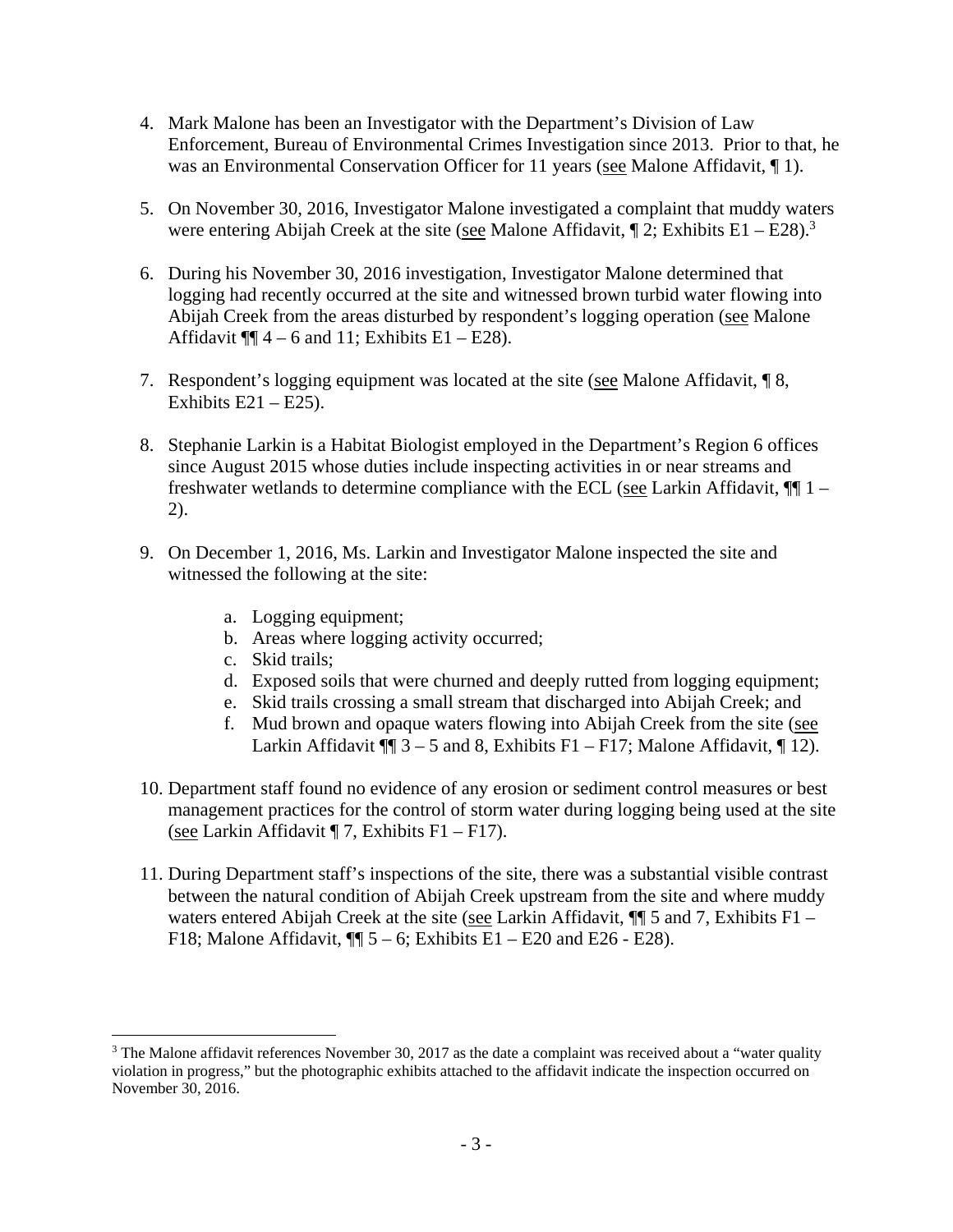4. Mark Malone has been an Investigator with the Department's Division of Law Enforcement, Bureau of Environmental Crimes Investigation since 2013. Prior to that, he was an Environmental Conservation Officer for 11 years (see Malone Affidavit, ¶ 1).

5. On November 30, 2016, Investigator Malone investigated a complaint that muddy waters were entering Abijah Creek at the site (see Malone Affidavit, ¶ 2; Exhibits E1 – E28).[3]

6. During his November 30, 2016 investigation, Investigator Malone determined that logging had recently occurred at the site and witnessed brown turbid water flowing into Abijah Creek from the areas disturbed by respondent's logging operation (see Malone Affidavit ¶¶ 4 – 6 and 11; Exhibits E1 – E28).

7. Respondent's logging equipment was located at the site (see Malone Affidavit, ¶ 8, Exhibits E21 – E25).

8. Stephanie Larkin is a Habitat Biologist employed in the Department's Region 6 offices since August 2015 whose duties include inspecting activities in or near streams and freshwater wetlands to determine compliance with the ECL (see Larkin Affidavit, ¶¶ 1 – 2).

9. On December 1, 2016, Ms. Larkin and Investigator Malone inspected the site and witnessed the following at the site:

    a. Logging equipment;
    b. Areas where logging activity occurred;
    c. Skid trails;
    d. Exposed soils that were churned and deeply rutted from logging equipment;
    e. Skid trails crossing a small stream that discharged into Abijah Creek; and
    f. Mud brown and opaque waters flowing into Abijah Creek from the site (see Larkin Affidavit ¶¶ 3 – 5 and 8, Exhibits F1 – F17; Malone Affidavit, ¶ 12).

10. Department staff found no evidence of any erosion or sediment control measures or best management practices for the control of storm water during logging being used at the site (see Larkin Affidavit ¶ 7, Exhibits F1 – F17).

11. During Department staff's inspections of the site, there was a substantial visible contrast between the natural condition of Abijah Creek upstream from the site and where muddy waters entered Abijah Creek at the site (see Larkin Affidavit, ¶¶ 5 and 7, Exhibits F1 – F18; Malone Affidavit, ¶¶ 5 – 6; Exhibits E1 – E20 and E26 - E28).

---

[3] The Malone affidavit references November 30, 2017 as the date a complaint was received about a "water quality violation in progress," but the photographic exhibits attached to the affidavit indicate the inspection occurred on November 30, 2016.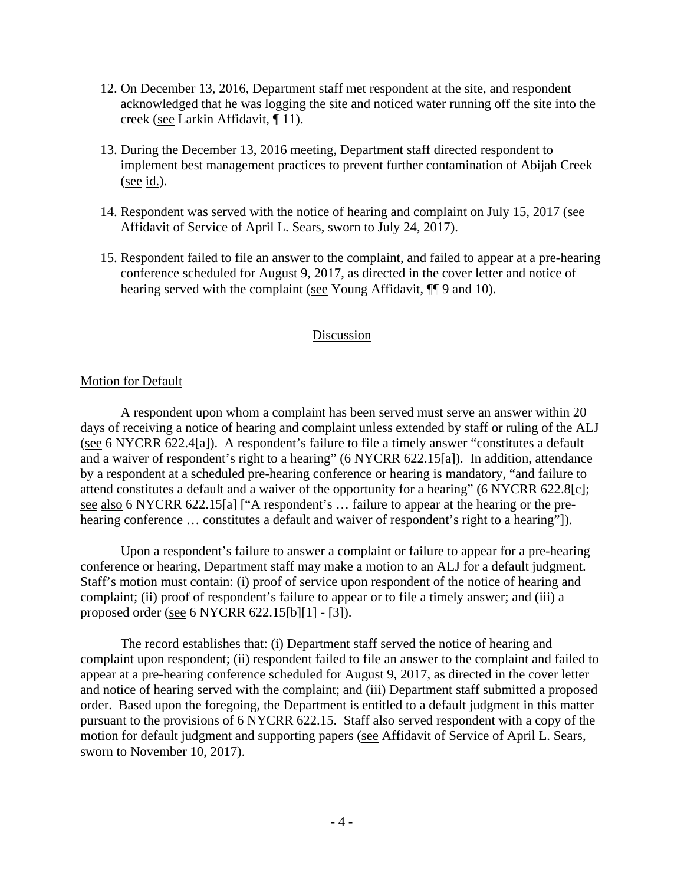12. On December 13, 2016, Department staff met respondent at the site, and respondent acknowledged that he was logging the site and noticed water running off the site into the creek (see Larkin Affidavit, ¶ 11).

13. During the December 13, 2016 meeting, Department staff directed respondent to implement best management practices to prevent further contamination of Abijah Creek (see id.).

14. Respondent was served with the notice of hearing and complaint on July 15, 2017 (see Affidavit of Service of April L. Sears, sworn to July 24, 2017).

15. Respondent failed to file an answer to the complaint, and failed to appear at a pre-hearing conference scheduled for August 9, 2017, as directed in the cover letter and notice of hearing served with the complaint (see Young Affidavit, ¶¶ 9 and 10).

## Discussion

### Motion for Default

A respondent upon whom a complaint has been served must serve an answer within 20 days of receiving a notice of hearing and complaint unless extended by staff or ruling of the ALJ (see 6 NYCRR 622.4[a]). A respondent's failure to file a timely answer "constitutes a default and a waiver of respondent's right to a hearing" (6 NYCRR 622.15[a]). In addition, attendance by a respondent at a scheduled pre-hearing conference or hearing is mandatory, "and failure to attend constitutes a default and a waiver of the opportunity for a hearing" (6 NYCRR 622.8[c]; see also 6 NYCRR 622.15[a] ["A respondent's … failure to appear at the hearing or the pre-hearing conference … constitutes a default and waiver of respondent's right to a hearing"]).

Upon a respondent's failure to answer a complaint or failure to appear for a pre-hearing conference or hearing, Department staff may make a motion to an ALJ for a default judgment. Staff's motion must contain: (i) proof of service upon respondent of the notice of hearing and complaint; (ii) proof of respondent's failure to appear or to file a timely answer; and (iii) a proposed order (see 6 NYCRR 622.15[b][1] - [3]).

The record establishes that: (i) Department staff served the notice of hearing and complaint upon respondent; (ii) respondent failed to file an answer to the complaint and failed to appear at a pre-hearing conference scheduled for August 9, 2017, as directed in the cover letter and notice of hearing served with the complaint; and (iii) Department staff submitted a proposed order. Based upon the foregoing, the Department is entitled to a default judgment in this matter pursuant to the provisions of 6 NYCRR 622.15. Staff also served respondent with a copy of the motion for default judgment and supporting papers (see Affidavit of Service of April L. Sears, sworn to November 10, 2017).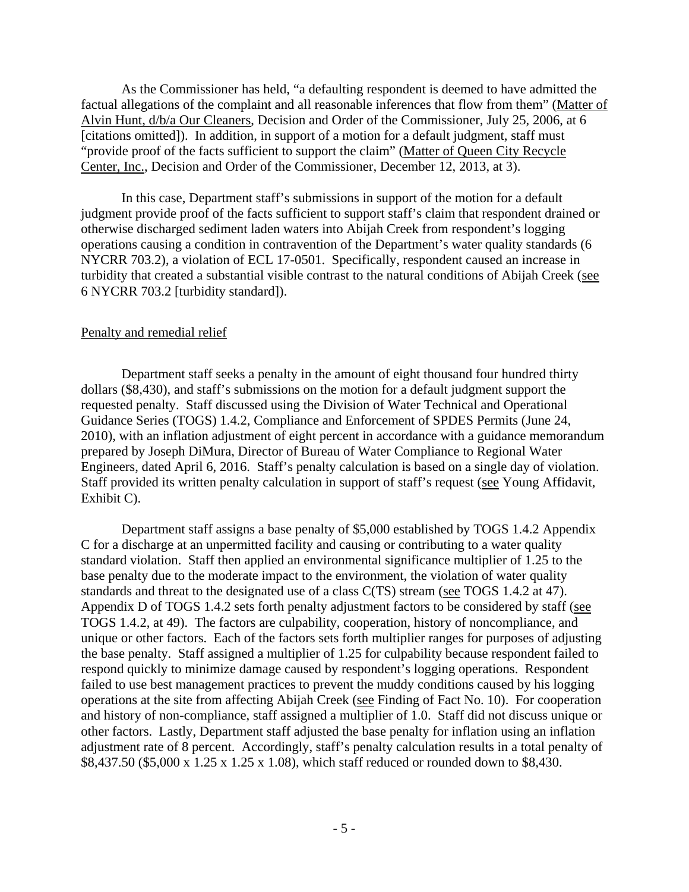As the Commissioner has held, "a defaulting respondent is deemed to have admitted the factual allegations of the complaint and all reasonable inferences that flow from them" (Matter of Alvin Hunt, d/b/a Our Cleaners, Decision and Order of the Commissioner, July 25, 2006, at 6 [citations omitted]). In addition, in support of a motion for a default judgment, staff must "provide proof of the facts sufficient to support the claim" (Matter of Queen City Recycle Center, Inc., Decision and Order of the Commissioner, December 12, 2013, at 3).

In this case, Department staff's submissions in support of the motion for a default judgment provide proof of the facts sufficient to support staff's claim that respondent drained or otherwise discharged sediment laden waters into Abijah Creek from respondent's logging operations causing a condition in contravention of the Department's water quality standards (6 NYCRR 703.2), a violation of ECL 17-0501. Specifically, respondent caused an increase in turbidity that created a substantial visible contrast to the natural conditions of Abijah Creek (see 6 NYCRR 703.2 [turbidity standard]).

Penalty and remedial relief

Department staff seeks a penalty in the amount of eight thousand four hundred thirty dollars ($8,430), and staff's submissions on the motion for a default judgment support the requested penalty. Staff discussed using the Division of Water Technical and Operational Guidance Series (TOGS) 1.4.2, Compliance and Enforcement of SPDES Permits (June 24, 2010), with an inflation adjustment of eight percent in accordance with a guidance memorandum prepared by Joseph DiMura, Director of Bureau of Water Compliance to Regional Water Engineers, dated April 6, 2016. Staff's penalty calculation is based on a single day of violation. Staff provided its written penalty calculation in support of staff's request (see Young Affidavit, Exhibit C).

Department staff assigns a base penalty of $5,000 established by TOGS 1.4.2 Appendix C for a discharge at an unpermitted facility and causing or contributing to a water quality standard violation. Staff then applied an environmental significance multiplier of 1.25 to the base penalty due to the moderate impact to the environment, the violation of water quality standards and threat to the designated use of a class C(TS) stream (see TOGS 1.4.2 at 47). Appendix D of TOGS 1.4.2 sets forth penalty adjustment factors to be considered by staff (see TOGS 1.4.2, at 49). The factors are culpability, cooperation, history of noncompliance, and unique or other factors. Each of the factors sets forth multiplier ranges for purposes of adjusting the base penalty. Staff assigned a multiplier of 1.25 for culpability because respondent failed to respond quickly to minimize damage caused by respondent's logging operations. Respondent failed to use best management practices to prevent the muddy conditions caused by his logging operations at the site from affecting Abijah Creek (see Finding of Fact No. 10). For cooperation and history of non-compliance, staff assigned a multiplier of 1.0. Staff did not discuss unique or other factors. Lastly, Department staff adjusted the base penalty for inflation using an inflation adjustment rate of 8 percent. Accordingly, staff's penalty calculation results in a total penalty of $8,437.50 ($5,000 x 1.25 x 1.25 x 1.08), which staff reduced or rounded down to $8,430.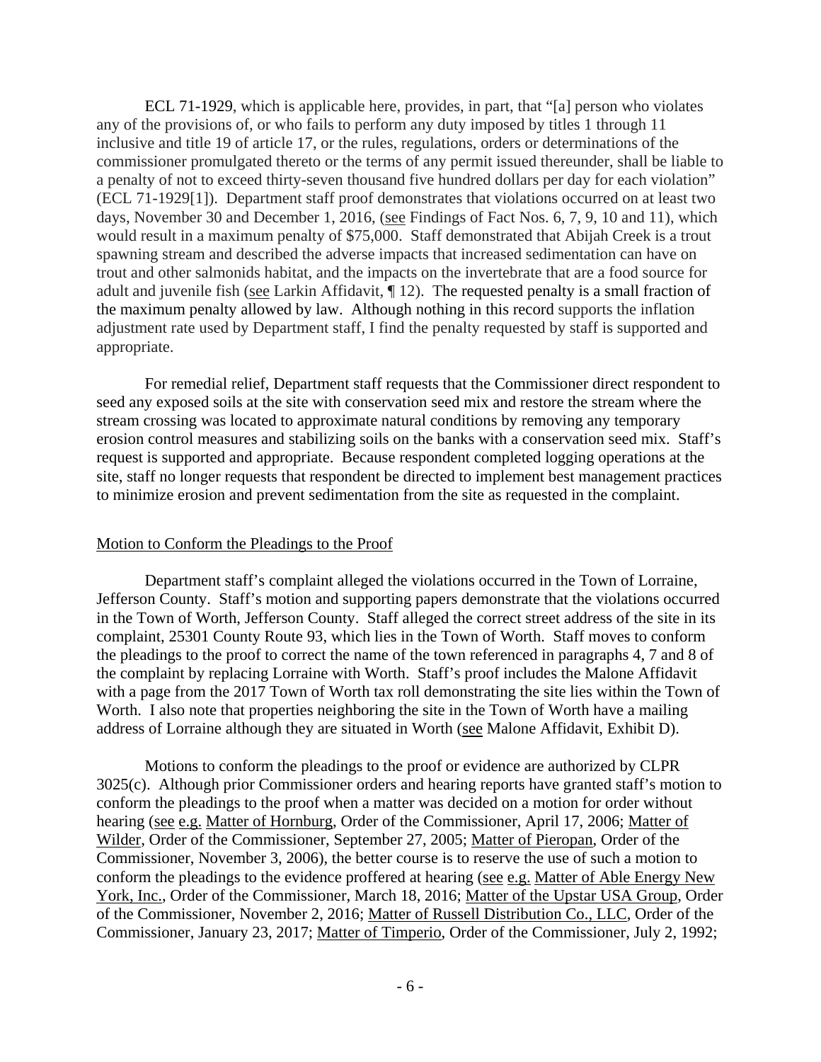ECL 71-1929, which is applicable here, provides, in part, that "[a] person who violates any of the provisions of, or who fails to perform any duty imposed by titles 1 through 11 inclusive and title 19 of article 17, or the rules, regulations, orders or determinations of the commissioner promulgated thereto or the terms of any permit issued thereunder, shall be liable to a penalty of not to exceed thirty-seven thousand five hundred dollars per day for each violation" (ECL 71-1929[1]). Department staff proof demonstrates that violations occurred on at least two days, November 30 and December 1, 2016, (see Findings of Fact Nos. 6, 7, 9, 10 and 11), which would result in a maximum penalty of $75,000. Staff demonstrated that Abijah Creek is a trout spawning stream and described the adverse impacts that increased sedimentation can have on trout and other salmonids habitat, and the impacts on the invertebrate that are a food source for adult and juvenile fish (see Larkin Affidavit, ¶ 12). The requested penalty is a small fraction of the maximum penalty allowed by law. Although nothing in this record supports the inflation adjustment rate used by Department staff, I find the penalty requested by staff is supported and appropriate.

For remedial relief, Department staff requests that the Commissioner direct respondent to seed any exposed soils at the site with conservation seed mix and restore the stream where the stream crossing was located to approximate natural conditions by removing any temporary erosion control measures and stabilizing soils on the banks with a conservation seed mix. Staff's request is supported and appropriate. Because respondent completed logging operations at the site, staff no longer requests that respondent be directed to implement best management practices to minimize erosion and prevent sedimentation from the site as requested in the complaint.

## Motion to Conform the Pleadings to the Proof

Department staff's complaint alleged the violations occurred in the Town of Lorraine, Jefferson County. Staff's motion and supporting papers demonstrate that the violations occurred in the Town of Worth, Jefferson County. Staff alleged the correct street address of the site in its complaint, 25301 County Route 93, which lies in the Town of Worth. Staff moves to conform the pleadings to the proof to correct the name of the town referenced in paragraphs 4, 7 and 8 of the complaint by replacing Lorraine with Worth. Staff's proof includes the Malone Affidavit with a page from the 2017 Town of Worth tax roll demonstrating the site lies within the Town of Worth. I also note that properties neighboring the site in the Town of Worth have a mailing address of Lorraine although they are situated in Worth (see Malone Affidavit, Exhibit D).

Motions to conform the pleadings to the proof or evidence are authorized by CLPR 3025(c). Although prior Commissioner orders and hearing reports have granted staff's motion to conform the pleadings to the proof when a matter was decided on a motion for order without hearing (see e.g. Matter of Hornburg, Order of the Commissioner, April 17, 2006; Matter of Wilder, Order of the Commissioner, September 27, 2005; Matter of Pieropan, Order of the Commissioner, November 3, 2006), the better course is to reserve the use of such a motion to conform the pleadings to the evidence proffered at hearing (see e.g. Matter of Able Energy New York, Inc., Order of the Commissioner, March 18, 2016; Matter of the Upstar USA Group, Order of the Commissioner, November 2, 2016; Matter of Russell Distribution Co., LLC, Order of the Commissioner, January 23, 2017; Matter of Timperio, Order of the Commissioner, July 2, 1992;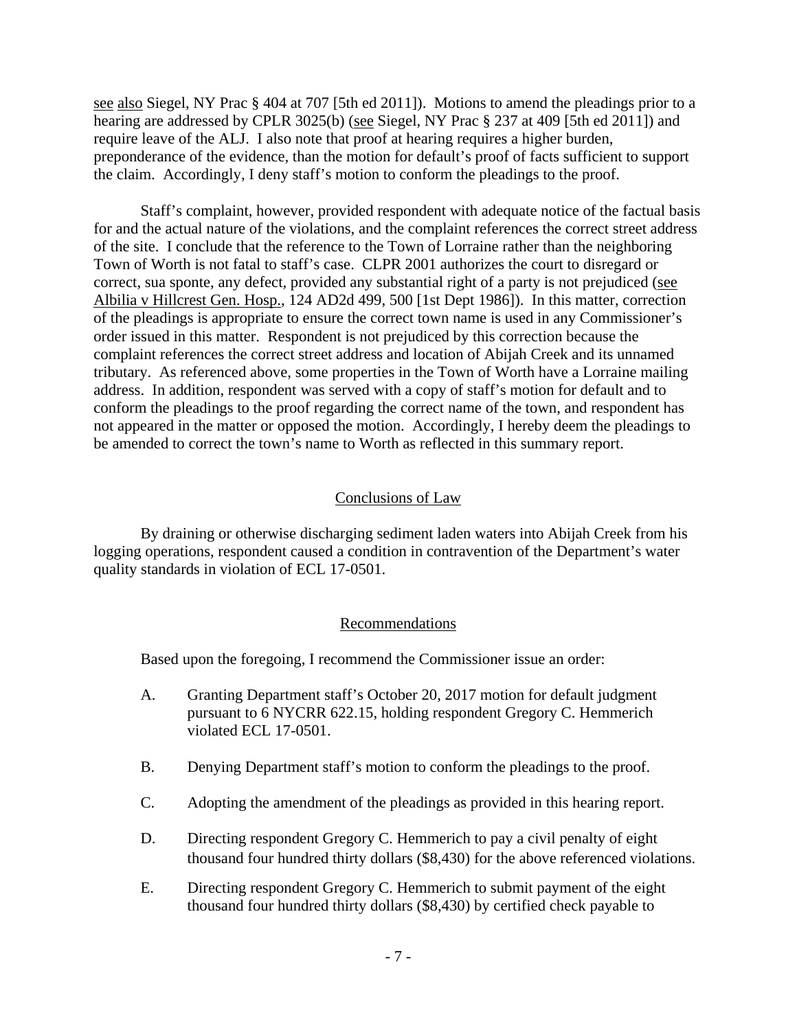see also Siegel, NY Prac § 404 at 707 [5th ed 2011]). Motions to amend the pleadings prior to a hearing are addressed by CPLR 3025(b) (see Siegel, NY Prac § 237 at 409 [5th ed 2011]) and require leave of the ALJ. I also note that proof at hearing requires a higher burden, preponderance of the evidence, than the motion for default's proof of facts sufficient to support the claim. Accordingly, I deny staff's motion to conform the pleadings to the proof.

Staff's complaint, however, provided respondent with adequate notice of the factual basis for and the actual nature of the violations, and the complaint references the correct street address of the site. I conclude that the reference to the Town of Lorraine rather than the neighboring Town of Worth is not fatal to staff's case. CLPR 2001 authorizes the court to disregard or correct, sua sponte, any defect, provided any substantial right of a party is not prejudiced (see Albilia v Hillcrest Gen. Hosp., 124 AD2d 499, 500 [1st Dept 1986]). In this matter, correction of the pleadings is appropriate to ensure the correct town name is used in any Commissioner's order issued in this matter. Respondent is not prejudiced by this correction because the complaint references the correct street address and location of Abijah Creek and its unnamed tributary. As referenced above, some properties in the Town of Worth have a Lorraine mailing address. In addition, respondent was served with a copy of staff's motion for default and to conform the pleadings to the proof regarding the correct name of the town, and respondent has not appeared in the matter or opposed the motion. Accordingly, I hereby deem the pleadings to be amended to correct the town's name to Worth as reflected in this summary report.

## Conclusions of Law

By draining or otherwise discharging sediment laden waters into Abijah Creek from his logging operations, respondent caused a condition in contravention of the Department's water quality standards in violation of ECL 17-0501.

## Recommendations

Based upon the foregoing, I recommend the Commissioner issue an order:

A. Granting Department staff's October 20, 2017 motion for default judgment pursuant to 6 NYCRR 622.15, holding respondent Gregory C. Hemmerich violated ECL 17-0501.

B. Denying Department staff's motion to conform the pleadings to the proof.

C. Adopting the amendment of the pleadings as provided in this hearing report.

D. Directing respondent Gregory C. Hemmerich to pay a civil penalty of eight thousand four hundred thirty dollars ($8,430) for the above referenced violations.

E. Directing respondent Gregory C. Hemmerich to submit payment of the eight thousand four hundred thirty dollars ($8,430) by certified check payable to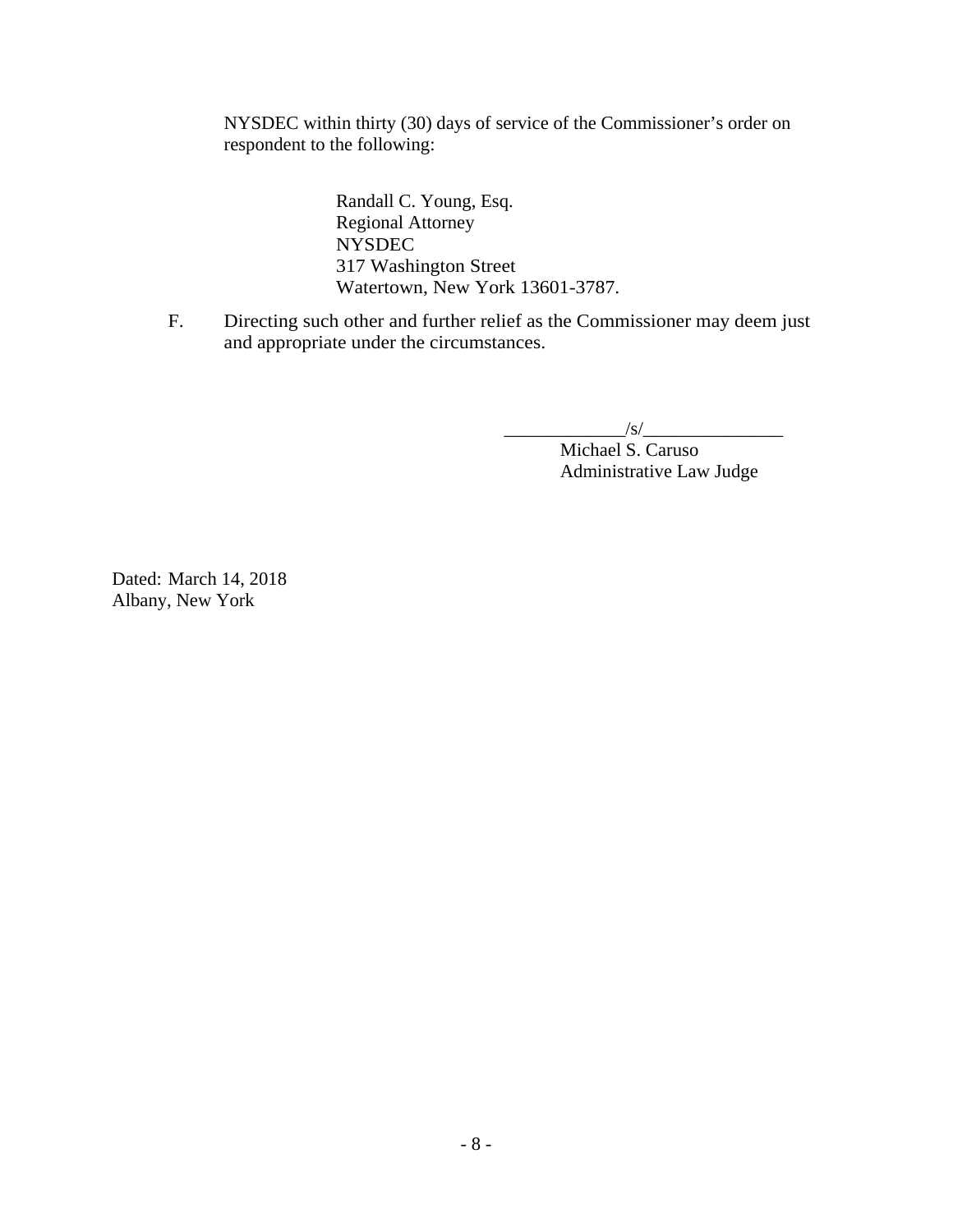NYSDEC within thirty (30) days of service of the Commissioner's order on respondent to the following:

> Randall C. Young, Esq.
> Regional Attorney
> NYSDEC
> 317 Washington Street
> Watertown, New York 13601-3787.

F. Directing such other and further relief as the Commissioner may deem just and appropriate under the circumstances.

_____________/s/_______________
Michael S. Caruso
Administrative Law Judge

Dated: March 14, 2018
Albany, New York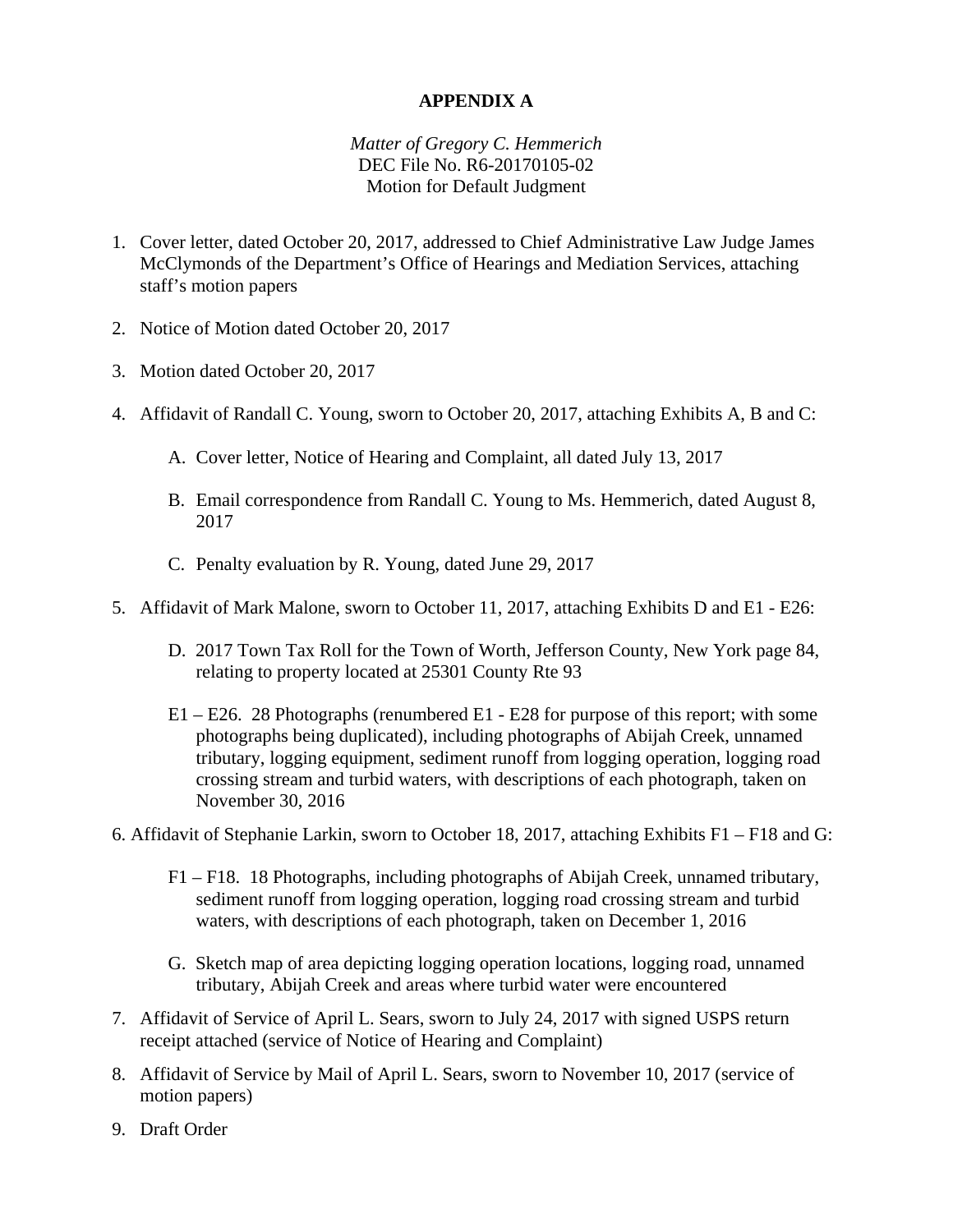**APPENDIX A**

*Matter of Gregory C. Hemmerich*
DEC File No. R6-20170105-02
Motion for Default Judgment

1. Cover letter, dated October 20, 2017, addressed to Chief Administrative Law Judge James McClymonds of the Department's Office of Hearings and Mediation Services, attaching staff's motion papers

2. Notice of Motion dated October 20, 2017

3. Motion dated October 20, 2017

4. Affidavit of Randall C. Young, sworn to October 20, 2017, attaching Exhibits A, B and C:

   A. Cover letter, Notice of Hearing and Complaint, all dated July 13, 2017

   B. Email correspondence from Randall C. Young to Ms. Hemmerich, dated August 8, 2017

   C. Penalty evaluation by R. Young, dated June 29, 2017

5. Affidavit of Mark Malone, sworn to October 11, 2017, attaching Exhibits D and E1 - E26:

   D. 2017 Town Tax Roll for the Town of Worth, Jefferson County, New York page 84, relating to property located at 25301 County Rte 93

   E1 – E26. 28 Photographs (renumbered E1 - E28 for purpose of this report; with some photographs being duplicated), including photographs of Abijah Creek, unnamed tributary, logging equipment, sediment runoff from logging operation, logging road crossing stream and turbid waters, with descriptions of each photograph, taken on November 30, 2016

6. Affidavit of Stephanie Larkin, sworn to October 18, 2017, attaching Exhibits F1 – F18 and G:

   F1 – F18. 18 Photographs, including photographs of Abijah Creek, unnamed tributary, sediment runoff from logging operation, logging road crossing stream and turbid waters, with descriptions of each photograph, taken on December 1, 2016

   G. Sketch map of area depicting logging operation locations, logging road, unnamed tributary, Abijah Creek and areas where turbid water were encountered

7. Affidavit of Service of April L. Sears, sworn to July 24, 2017 with signed USPS return receipt attached (service of Notice of Hearing and Complaint)

8. Affidavit of Service by Mail of April L. Sears, sworn to November 10, 2017 (service of motion papers)

9. Draft Order